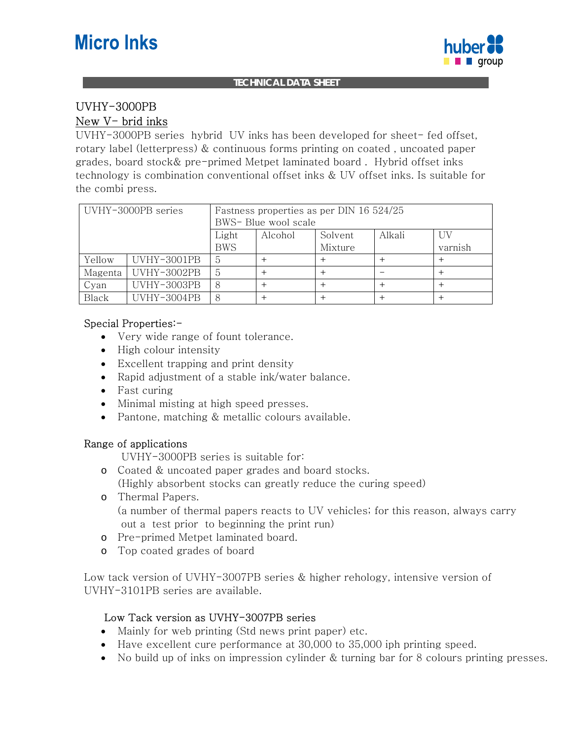# Micro Inks

**TECHNICAL DATA SHEET**

## UVHY-3000PB

<u>New V- brid inks</u>

UVHY-3000PB series hybrid UV inks has been developed for sheet- fed offset, rotary label (letterpress) & continuous forms printing on coated , uncoated paper grades, board stock& pre-primed Metpet laminated board . Hybrid offset inks technology is combination conventional offset inks & UV offset inks. Is suitable for the combi press.

| UVHY-3000PB series | | Fastness properties as per DIN 16 524/25 BWS- Blue wool scale | | | | |
|---|---|---|---|---|---|---|
| | | Light BWS | Alcohol | Solvent Mixture | Alkali | UV varnish |
| Yellow | UVHY-3001PB | 5 | + | + | + | + |
| Magenta | UVHY-3002PB | 5 | + | + | - | + |
| Cyan | UVHY-3003PB | 8 | + | + | + | + |
| Black | UVHY-3004PB | 8 | + | + | + | + |

Special Properties:-

- Very wide range of fount tolerance.
- High colour intensity
- Excellent trapping and print density
- Rapid adjustment of a stable ink/water balance.
- Fast curing
- Minimal misting at high speed presses.
- Pantone, matching & metallic colours available.

Range of applications

UVHY-3000PB series is suitable for:

- Coated & uncoated paper grades and board stocks.
  (Highly absorbent stocks can greatly reduce the curing speed)
- Thermal Papers.
  (a number of thermal papers reacts to UV vehicles; for this reason, always carry out a test prior to beginning the print run)
- Pre-primed Metpet laminated board.
- Top coated grades of board

Low tack version of UVHY-3007PB series & higher rehology, intensive version of UVHY-3101PB series are available.

Low Tack version as UVHY-3007PB series

- Mainly for web printing (Std news print paper) etc.
- Have excellent cure performance at 30,000 to 35,000 iph printing speed.
- No build up of inks on impression cylinder & turning bar for 8 colours printing presses.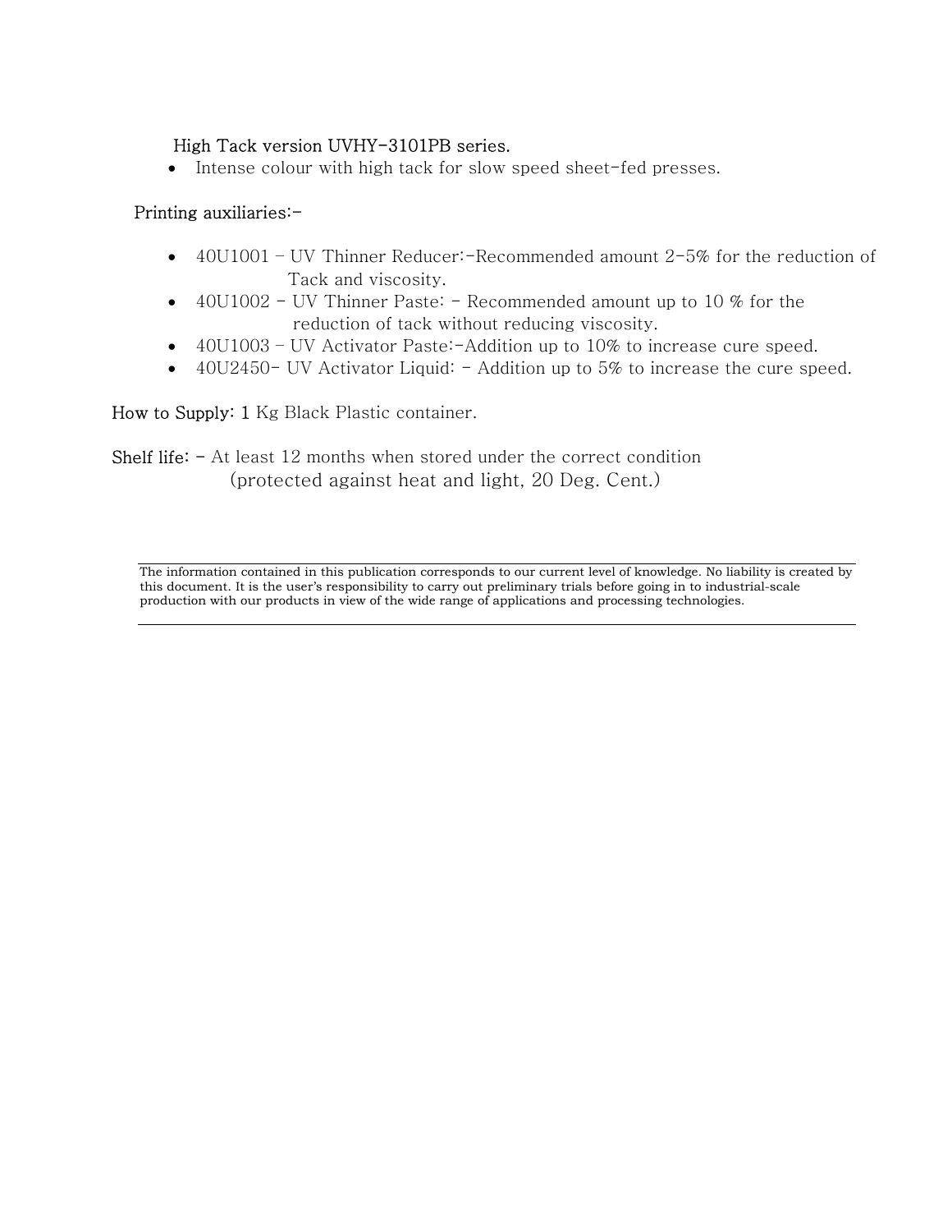High Tack version UVHY-3101PB series.

- Intense colour with high tack for slow speed sheet-fed presses.

Printing auxiliaries:-

- 40U1001 – UV Thinner Reducer:-Recommended amount 2-5% for the reduction of Tack and viscosity.
- 40U1002 - UV Thinner Paste: - Recommended amount up to 10 % for the reduction of tack without reducing viscosity.
- 40U1003 – UV Activator Paste:-Addition up to 10% to increase cure speed.
- 40U2450- UV Activator Liquid: - Addition up to 5% to increase the cure speed.

How to Supply: 1 Kg Black Plastic container.

Shelf life: - At least 12 months when stored under the correct condition (protected against heat and light, 20 Deg. Cent.)

---

The information contained in this publication corresponds to our current level of knowledge. No liability is created by this document. It is the user's responsibility to carry out preliminary trials before going in to industrial-scale production with our products in view of the wide range of applications and processing technologies.

---